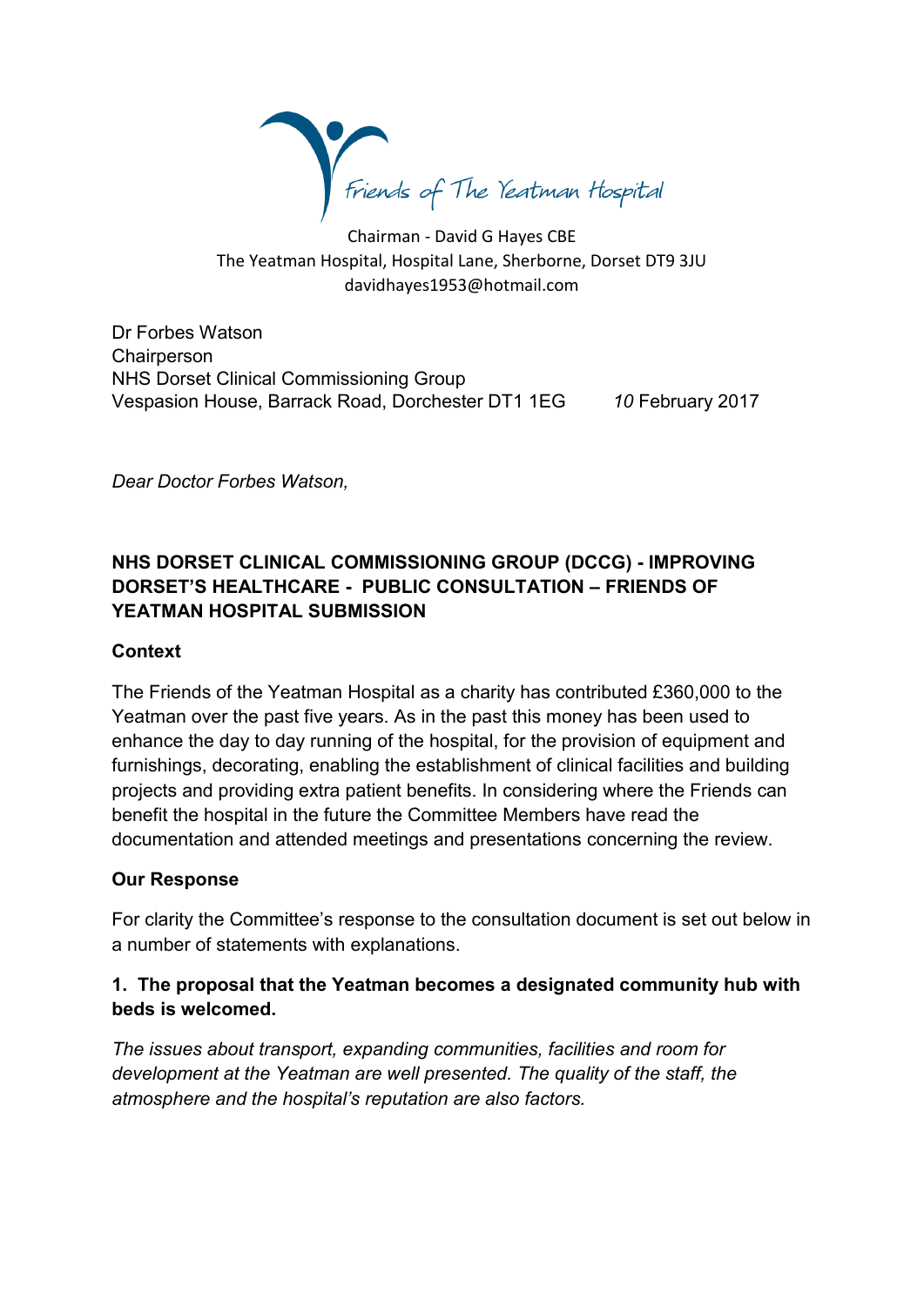Friends of The Yeatman Hospital

Chairman - David G Hayes CBE
The Yeatman Hospital, Hospital Lane, Sherborne, Dorset DT9 3JU
davidhayes1953@hotmail.com

Dr Forbes Watson
Chairperson
NHS Dorset Clinical Commissioning Group
Vespasion House, Barrack Road, Dorchester DT1 1EG

*10* February 2017

*Dear Doctor Forbes Watson,*

**NHS DORSET CLINICAL COMMISSIONING GROUP (DCCG) - IMPROVING DORSET'S HEALTHCARE - PUBLIC CONSULTATION – FRIENDS OF YEATMAN HOSPITAL SUBMISSION**

**Context**

The Friends of the Yeatman Hospital as a charity has contributed £360,000 to the Yeatman over the past five years. As in the past this money has been used to enhance the day to day running of the hospital, for the provision of equipment and furnishings, decorating, enabling the establishment of clinical facilities and building projects and providing extra patient benefits. In considering where the Friends can benefit the hospital in the future the Committee Members have read the documentation and attended meetings and presentations concerning the review.

**Our Response**

For clarity the Committee's response to the consultation document is set out below in a number of statements with explanations.

**1. The proposal that the Yeatman becomes a designated community hub with beds is welcomed.**

*The issues about transport, expanding communities, facilities and room for development at the Yeatman are well presented. The quality of the staff, the atmosphere and the hospital's reputation are also factors.*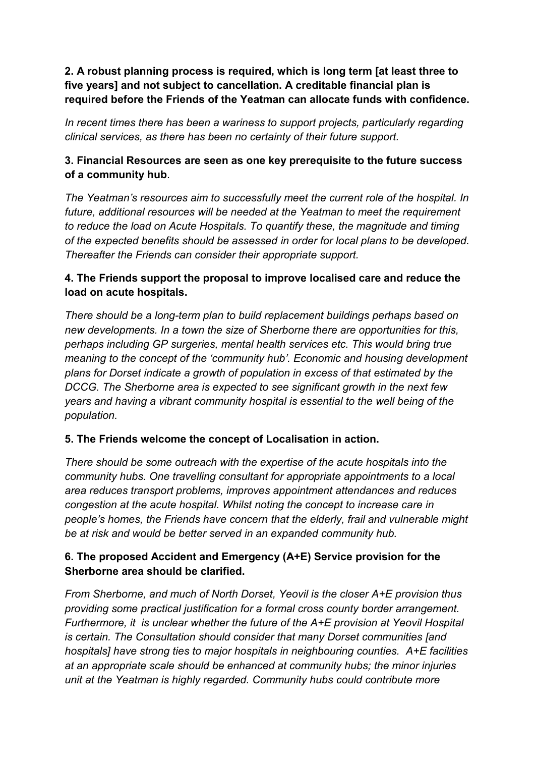**2. A robust planning process is required, which is long term [at least three to five years] and not subject to cancellation. A creditable financial plan is required before the Friends of the Yeatman can allocate funds with confidence.**

*In recent times there has been a wariness to support projects, particularly regarding clinical services, as there has been no certainty of their future support.*

**3. Financial Resources are seen as one key prerequisite to the future success of a community hub**.

*The Yeatman's resources aim to successfully meet the current role of the hospital. In future, additional resources will be needed at the Yeatman to meet the requirement to reduce the load on Acute Hospitals. To quantify these, the magnitude and timing of the expected benefits should be assessed in order for local plans to be developed. Thereafter the Friends can consider their appropriate support.*

**4. The Friends support the proposal to improve localised care and reduce the load on acute hospitals.**

*There should be a long-term plan to build replacement buildings perhaps based on new developments. In a town the size of Sherborne there are opportunities for this, perhaps including GP surgeries, mental health services etc. This would bring true meaning to the concept of the 'community hub'. Economic and housing development plans for Dorset indicate a growth of population in excess of that estimated by the DCCG. The Sherborne area is expected to see significant growth in the next few years and having a vibrant community hospital is essential to the well being of the population.*

**5. The Friends welcome the concept of Localisation in action.**

*There should be some outreach with the expertise of the acute hospitals into the community hubs. One travelling consultant for appropriate appointments to a local area reduces transport problems, improves appointment attendances and reduces congestion at the acute hospital. Whilst noting the concept to increase care in people's homes, the Friends have concern that the elderly, frail and vulnerable might be at risk and would be better served in an expanded community hub.*

**6. The proposed Accident and Emergency (A+E) Service provision for the Sherborne area should be clarified.**

*From Sherborne, and much of North Dorset, Yeovil is the closer A+E provision thus providing some practical justification for a formal cross county border arrangement. Furthermore, it is unclear whether the future of the A+E provision at Yeovil Hospital is certain. The Consultation should consider that many Dorset communities [and hospitals] have strong ties to major hospitals in neighbouring counties. A+E facilities at an appropriate scale should be enhanced at community hubs; the minor injuries unit at the Yeatman is highly regarded. Community hubs could contribute more*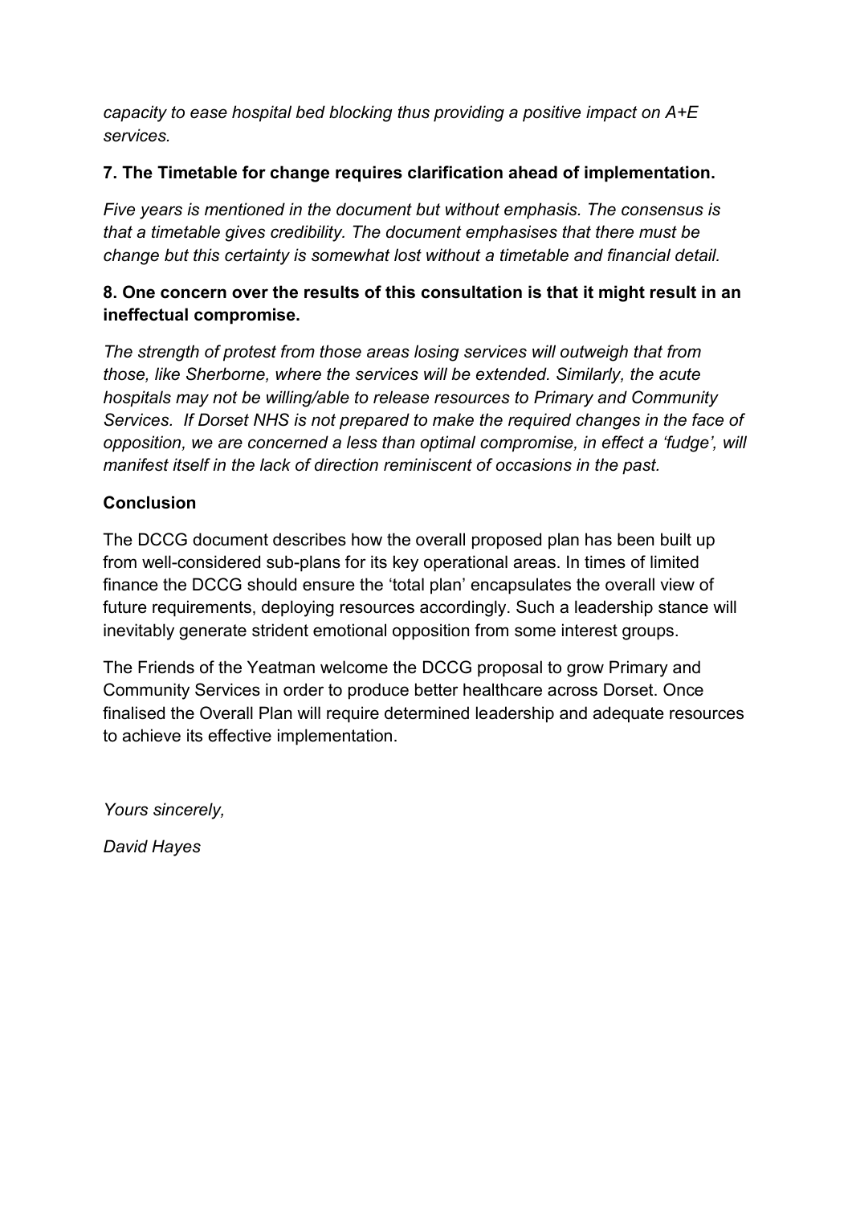*capacity to ease hospital bed blocking thus providing a positive impact on A+E services.*

**7. The Timetable for change requires clarification ahead of implementation.**

*Five years is mentioned in the document but without emphasis. The consensus is that a timetable gives credibility. The document emphasises that there must be change but this certainty is somewhat lost without a timetable and financial detail.*

**8. One concern over the results of this consultation is that it might result in an ineffectual compromise.**

*The strength of protest from those areas losing services will outweigh that from those, like Sherborne, where the services will be extended. Similarly, the acute hospitals may not be willing/able to release resources to Primary and Community Services. If Dorset NHS is not prepared to make the required changes in the face of opposition, we are concerned a less than optimal compromise, in effect a 'fudge', will manifest itself in the lack of direction reminiscent of occasions in the past.*

**Conclusion**

The DCCG document describes how the overall proposed plan has been built up from well-considered sub-plans for its key operational areas. In times of limited finance the DCCG should ensure the 'total plan' encapsulates the overall view of future requirements, deploying resources accordingly. Such a leadership stance will inevitably generate strident emotional opposition from some interest groups.

The Friends of the Yeatman welcome the DCCG proposal to grow Primary and Community Services in order to produce better healthcare across Dorset. Once finalised the Overall Plan will require determined leadership and adequate resources to achieve its effective implementation.

*Yours sincerely,*

*David Hayes*